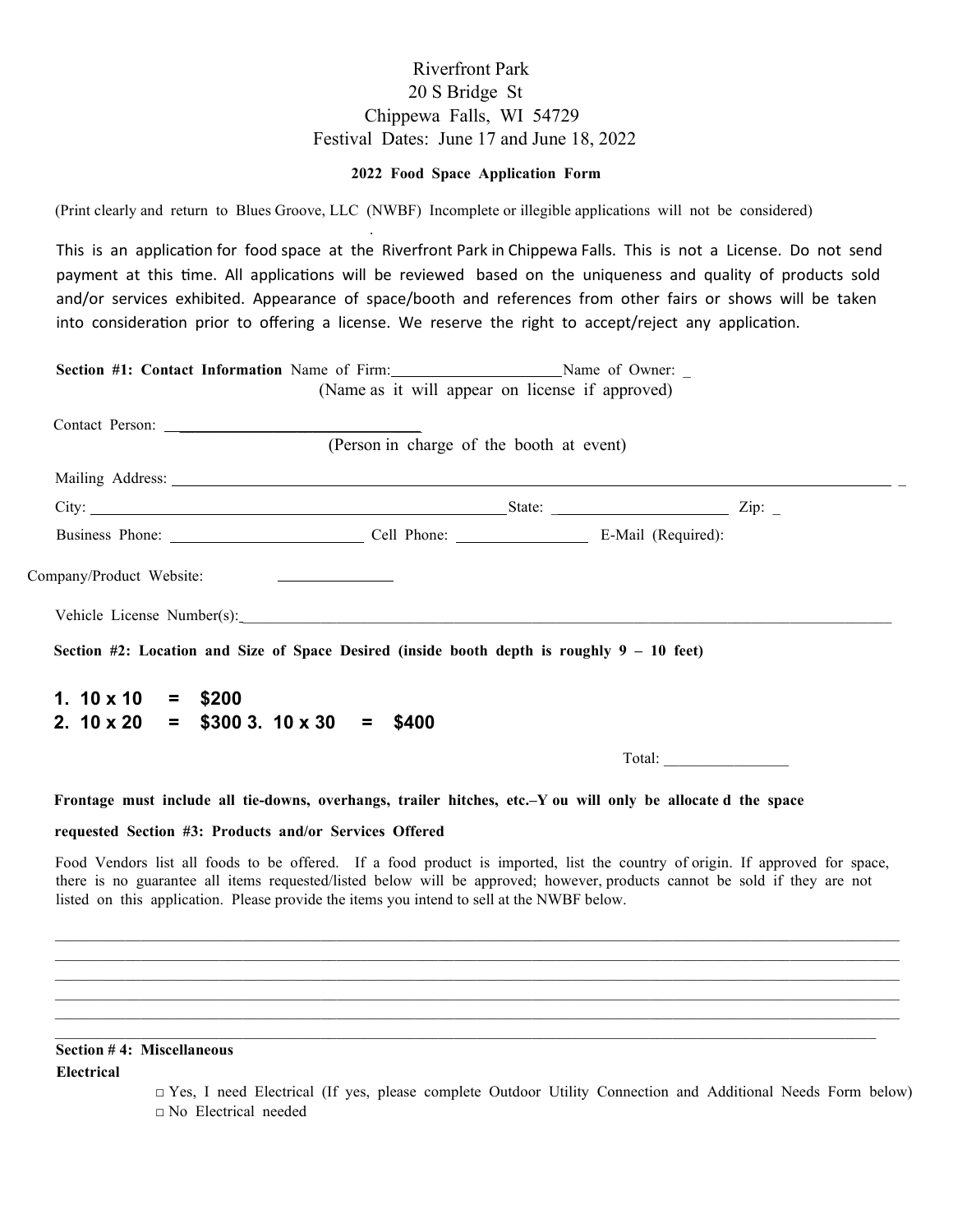Riverfront Park
20 S Bridge St
Chippewa Falls, WI 54729
Festival Dates: June 17 and June 18, 2022

**2022 Food Space Application Form**

(Print clearly and return to Blues Groove, LLC (NWBF) Incomplete or illegible applications will not be considered)

This is an application for food space at the Riverfront Park in Chippewa Falls. This is not a License. Do not send payment at this time. All applications will be reviewed based on the uniqueness and quality of products sold and/or services exhibited. Appearance of space/booth and references from other fairs or shows will be taken into consideration prior to offering a license. We reserve the right to accept/reject any application.

**Section #1: Contact Information** Name of Firm:_____________________Name of Owner: _
(Name as it will appear on license if approved)

Contact Person: ______________________________
(Person in charge of the booth at event)

Mailing Address: ____________________________________________________________________________________ _

City: ____________________________________________State: ______________________ Zip: _

Business Phone: ________________________ Cell Phone: ________________ E-Mail (Required):

Company/Product Website: ______________

Vehicle License Number(s):_________________________________________________________________________________

**Section #2: Location and Size of Space Desired (inside booth depth is roughly 9 – 10 feet)**

**1. 10 x 10 = $200**
**2. 10 x 20 = $300 3. 10 x 30 = $400**

Total: ________________

**Frontage must include all tie-downs, overhangs, trailer hitches, etc.–You will only be allocated the space requested Section #3: Products and/or Services Offered**

Food Vendors list all foods to be offered. If a food product is imported, list the country of origin. If approved for space, there is no guarantee all items requested/listed below will be approved; however, products cannot be sold if they are not listed on this application. Please provide the items you intend to sell at the NWBF below.

____________________________________________________________________________________________________________
____________________________________________________________________________________________________________
____________________________________________________________________________________________________________
____________________________________________________________________________________________________________
____________________________________________________________________________________________________________
____________________________________________________________________________________________________________

**Section # 4: Miscellaneous**

**Electrical**

□ Yes, I need Electrical (If yes, please complete Outdoor Utility Connection and Additional Needs Form below)
□ No Electrical needed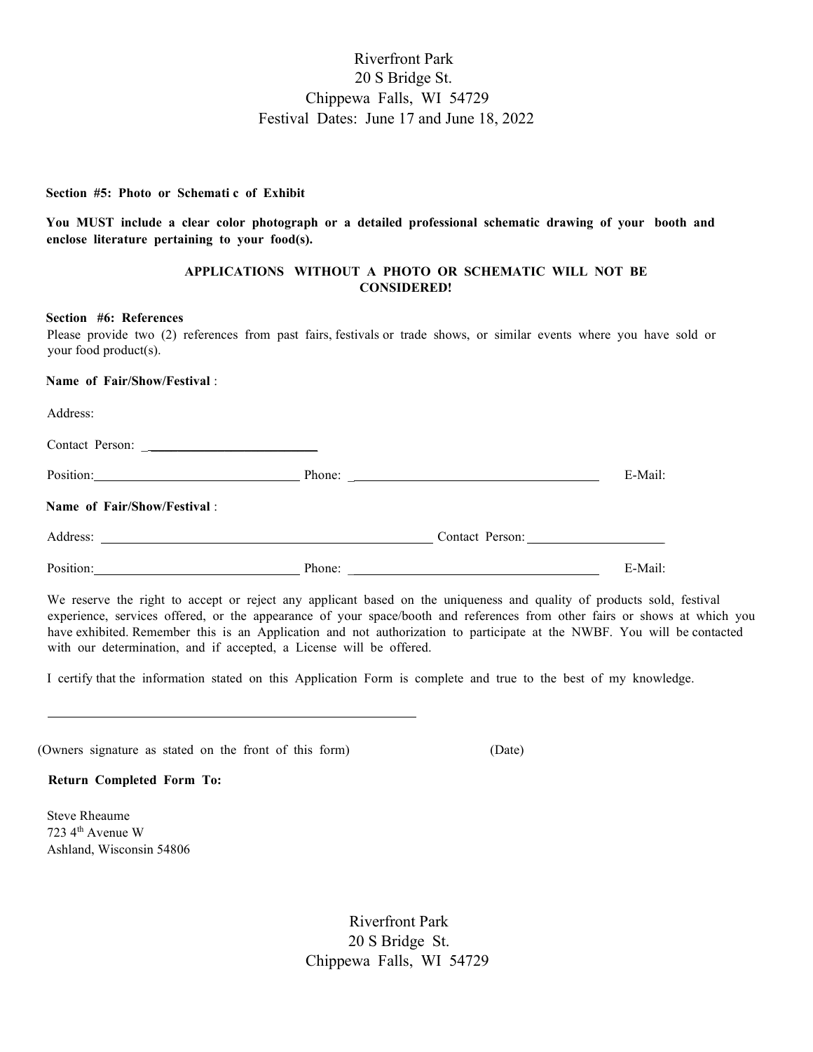Riverfront Park
20 S Bridge St.
Chippewa Falls, WI 54729
Festival Dates: June 17 and June 18, 2022

**Section #5: Photo or Schemati c of Exhibit**

**You MUST include a clear color photograph or a detailed professional schematic drawing of your booth and enclose literature pertaining to your food(s).**

**APPLICATIONS WITHOUT A PHOTO OR SCHEMATIC WILL NOT BE CONSIDERED!**

**Section #6: References**

Please provide two (2) references from past fairs, festivals or trade shows, or similar events where you have sold or your food product(s).

**Name of Fair/Show/Festival** :

Address:

Contact Person: ____________________________

Position: ______________________________ Phone: ______________________________________ E-Mail:

**Name of Fair/Show/Festival** :

Address: ______________________________________________________ Contact Person: ______________________

Position: ______________________________ Phone: ______________________________________ E-Mail:

We reserve the right to accept or reject any applicant based on the uniqueness and quality of products sold, festival experience, services offered, or the appearance of your space/booth and references from other fairs or shows at which you have exhibited. Remember this is an Application and not authorization to participate at the NWBF. You will be contacted with our determination, and if accepted, a License will be offered.

I certify that the information stated on this Application Form is complete and true to the best of my knowledge.

____________________________________________________________

(Owners signature as stated on the front of this form) (Date)

**Return Completed Form To:**

Steve Rheaume
723 4th Avenue W
Ashland, Wisconsin 54806

Riverfront Park
20 S Bridge St.
Chippewa Falls, WI 54729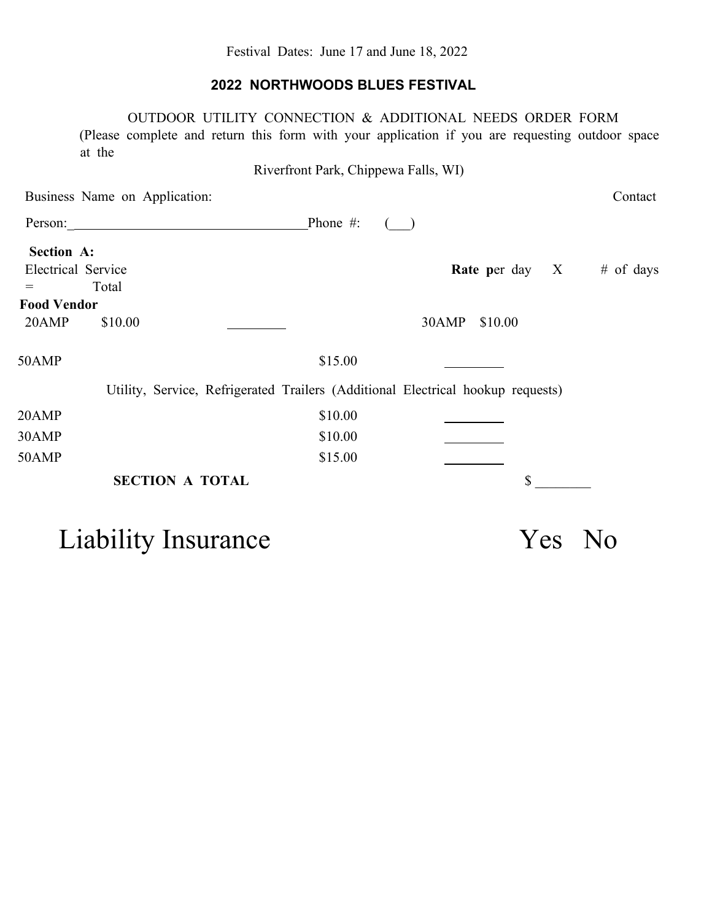Festival Dates: June 17 and June 18, 2022

## 2022 NORTHWOODS BLUES FESTIVAL

OUTDOOR UTILITY CONNECTION & ADDITIONAL NEEDS ORDER FORM

(Please complete and return this form with your application if you are requesting outdoor space at the Riverfront Park, Chippewa Falls, WI)

Business Name on Application: Contact

Person:________________________________Phone #: (___)

**Section A:**

| Electrical Service | Rate per day | X # of days = Total |
|---|---|---|
| **Food Vendor** | | |
| 20AMP | $10.00 | ________ |
| 30AMP | $10.00 | |
| 50AMP | $15.00 | ________ |
| Utility, Service, Refrigerated Trailers (Additional Electrical hookup requests) | | |
| 20AMP | $10.00 | ________ |
| 30AMP | $10.00 | ________ |
| 50AMP | $15.00 | ________ |
| **SECTION A TOTAL** | | $ ________ |

Liability Insurance Yes No